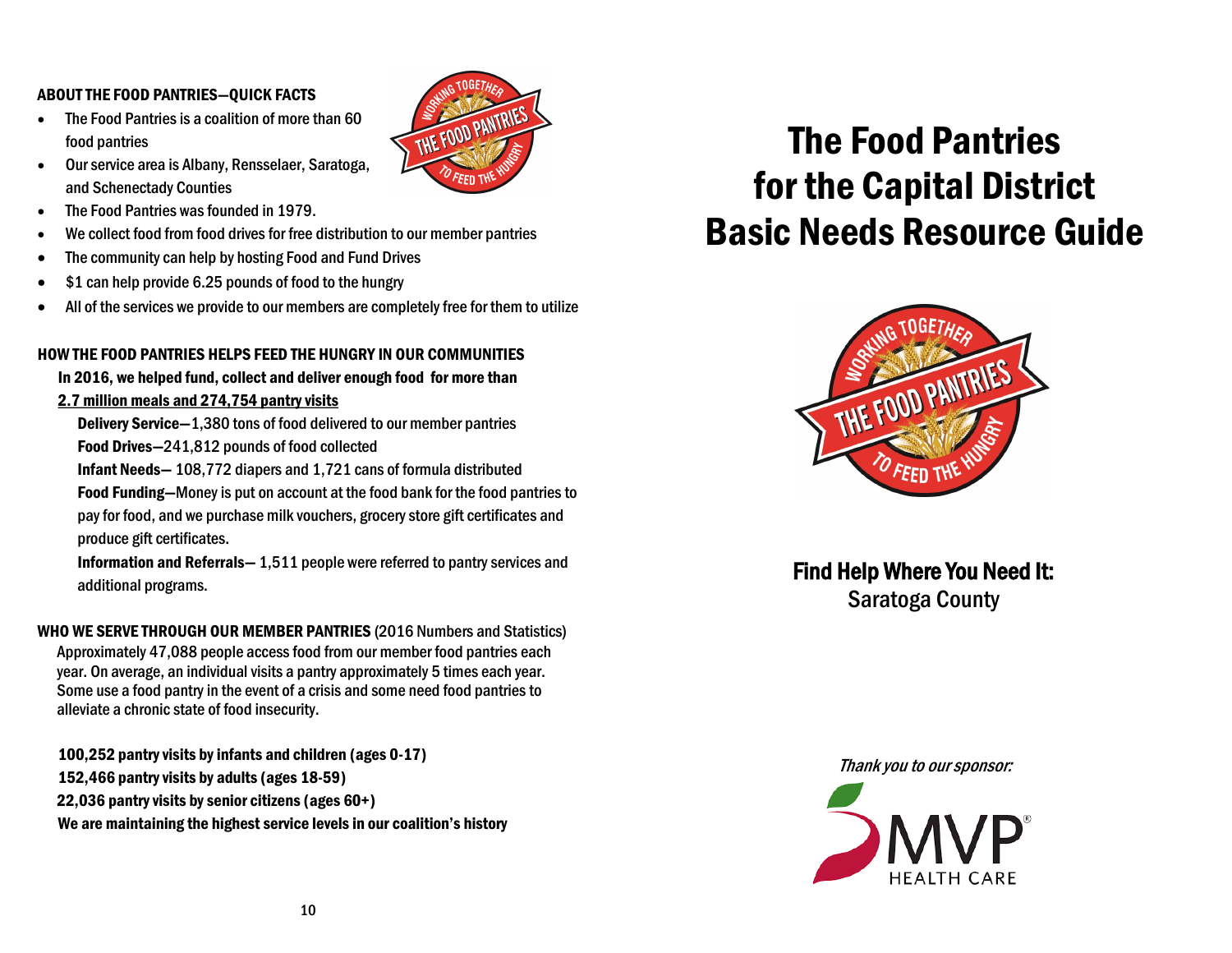## ABOUT THE FOOD PANTRIES—QUICK FACTS

- The Food Pantries is a coalition of more than 60 food pantries
- Our service area is Albany, Rensselaer, Saratoga, and Schenectady Counties
- The Food Pantries was founded in 1979.
- We collect food from food drives for free distribution to our member pantries
- The community can help by hosting Food and Fund Drives
- $1 can help provide 6.25 pounds of food to the hungry
- All of the services we provide to our members are completely free for them to utilize

## HOW THE FOOD PANTRIES HELPS FEED THE HUNGRY IN OUR COMMUNITIES

**In 2016, we helped fund, collect and deliver enough food for more than 2.7 million meals and 274,754 pantry visits**

**Delivery Service**—1,380 tons of food delivered to our member pantries

**Food Drives**—241,812 pounds of food collected

**Infant Needs**— 108,772 diapers and 1,721 cans of formula distributed

**Food Funding**—Money is put on account at the food bank for the food pantries to pay for food, and we purchase milk vouchers, grocery store gift certificates and produce gift certificates.

**Information and Referrals**— 1,511 people were referred to pantry services and additional programs.

## WHO WE SERVE THROUGH OUR MEMBER PANTRIES (2016 Numbers and Statistics)

Approximately 47,088 people access food from our member food pantries each year. On average, an individual visits a pantry approximately 5 times each year. Some use a food pantry in the event of a crisis and some need food pantries to alleviate a chronic state of food insecurity.

**100,252 pantry visits by infants and children (ages 0-17)**

**152,466 pantry visits by adults (ages 18-59)**

**22,036 pantry visits by senior citizens (ages 60+)**

**We are maintaining the highest service levels in our coalition's history**

# The Food Pantries for the Capital District Basic Needs Resource Guide

## Find Help Where You Need It:

Saratoga County

*Thank you to our sponsor:*

MVP HEALTH CARE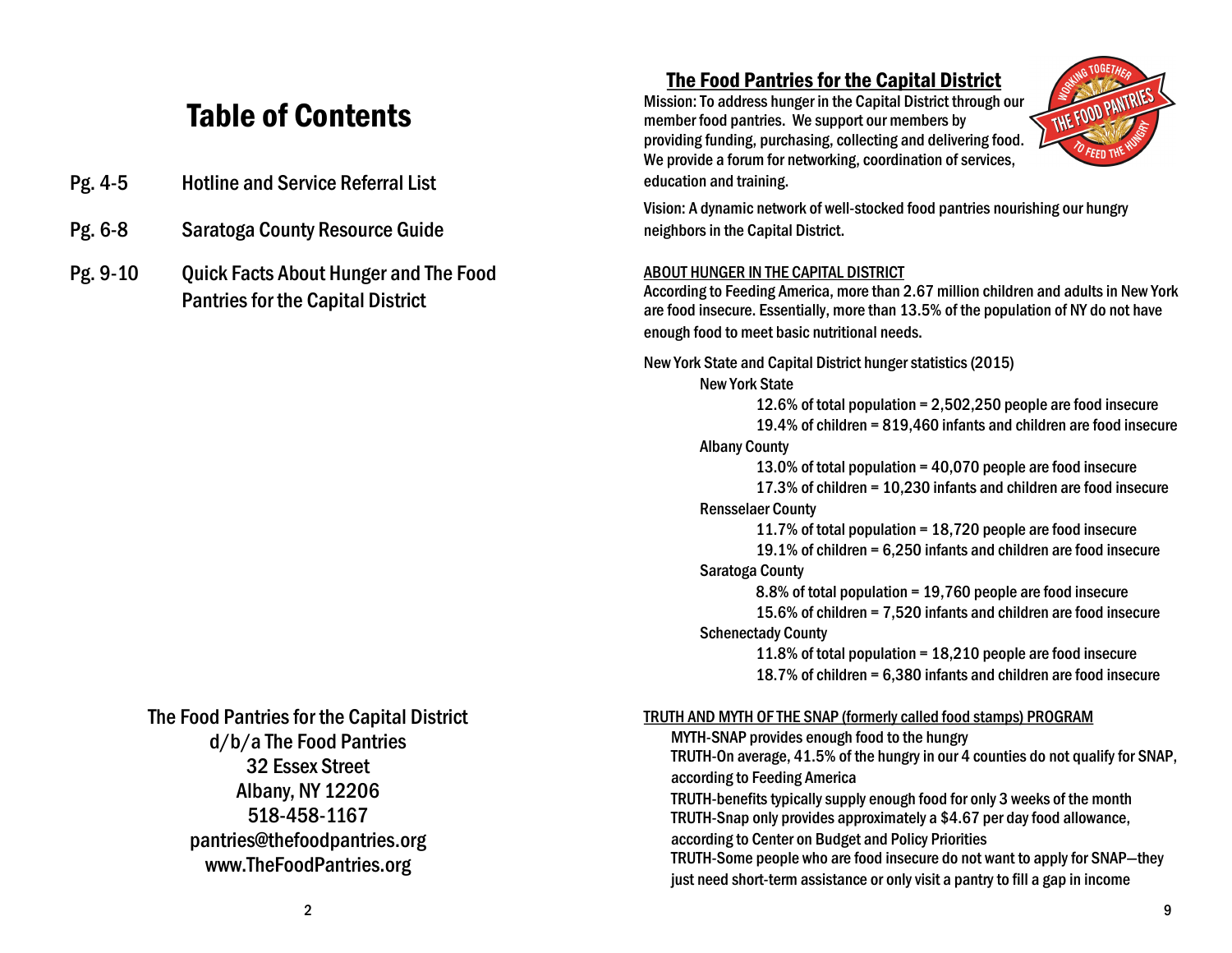# Table of Contents

| | |
|---|---|
| Pg. 4-5 | Hotline and Service Referral List |
| Pg. 6-8 | Saratoga County Resource Guide |
| Pg. 9-10 | Quick Facts About Hunger and The Food Pantries for the Capital District |

The Food Pantries for the Capital District
d/b/a The Food Pantries
32 Essex Street
Albany, NY 12206
518-458-1167
pantries@thefoodpantries.org
www.TheFoodPantries.org

## The Food Pantries for the Capital District

Mission: To address hunger in the Capital District through our member food pantries. We support our members by providing funding, purchasing, collecting and delivering food. We provide a forum for networking, coordination of services, education and training.

Vision: A dynamic network of well-stocked food pantries nourishing our hungry neighbors in the Capital District.

### ABOUT HUNGER IN THE CAPITAL DISTRICT

According to Feeding America, more than 2.67 million children and adults in New York are food insecure. Essentially, more than 13.5% of the population of NY do not have enough food to meet basic nutritional needs.

New York State and Capital District hunger statistics (2015)

- New York State
  - 12.6% of total population = 2,502,250 people are food insecure
  - 19.4% of children = 819,460 infants and children are food insecure
- Albany County
  - 13.0% of total population = 40,070 people are food insecure
  - 17.3% of children = 10,230 infants and children are food insecure
- Rensselaer County
  - 11.7% of total population = 18,720 people are food insecure
  - 19.1% of children = 6,250 infants and children are food insecure
- Saratoga County
  - 8.8% of total population = 19,760 people are food insecure
  - 15.6% of children = 7,520 infants and children are food insecure
- Schenectady County
  - 11.8% of total population = 18,210 people are food insecure
  - 18.7% of children = 6,380 infants and children are food insecure

### TRUTH AND MYTH OF THE SNAP (formerly called food stamps) PROGRAM

- MYTH-SNAP provides enough food to the hungry
- TRUTH-On average, 41.5% of the hungry in our 4 counties do not qualify for SNAP, according to Feeding America
- TRUTH-benefits typically supply enough food for only 3 weeks of the month
- TRUTH-Snap only provides approximately a $4.67 per day food allowance, according to Center on Budget and Policy Priorities
- TRUTH-Some people who are food insecure do not want to apply for SNAP—they just need short-term assistance or only visit a pantry to fill a gap in income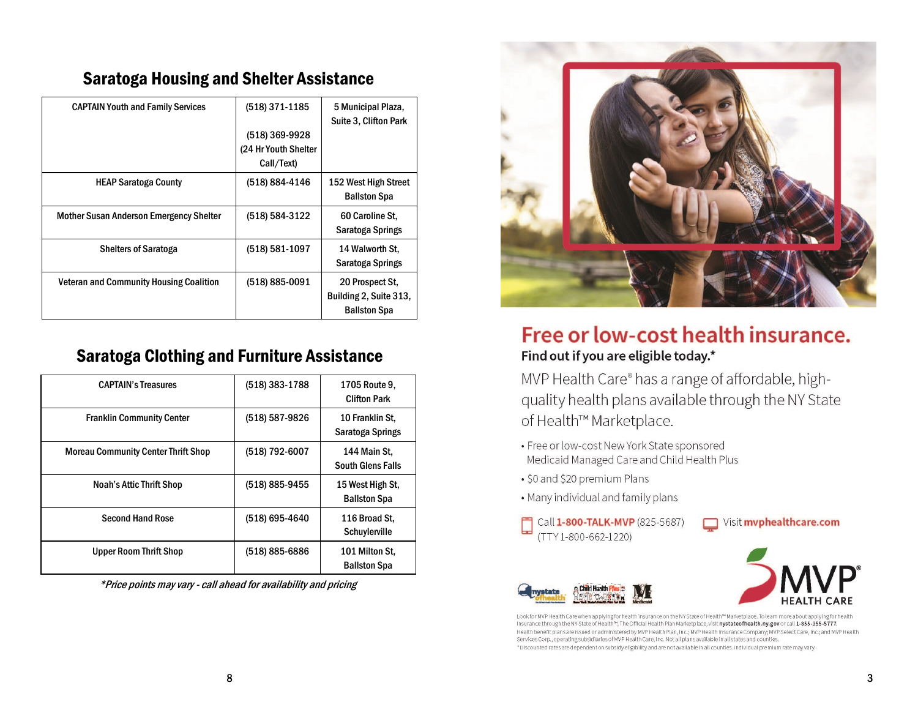## Saratoga Housing and Shelter Assistance

| | | |
|---|---|---|
| CAPTAIN Youth and Family Services | (518) 371-1185<br>(518) 369-9928 (24 Hr Youth Shelter Call/Text) | 5 Municipal Plaza, Suite 3, Clifton Park |
| HEAP Saratoga County | (518) 884-4146 | 152 West High Street Ballston Spa |
| Mother Susan Anderson Emergency Shelter | (518) 584-3122 | 60 Caroline St, Saratoga Springs |
| Shelters of Saratoga | (518) 581-1097 | 14 Walworth St, Saratoga Springs |
| Veteran and Community Housing Coalition | (518) 885-0091 | 20 Prospect St, Building 2, Suite 313, Ballston Spa |

## Saratoga Clothing and Furniture Assistance

| | | |
|---|---|---|
| CAPTAIN's Treasures | (518) 383-1788 | 1705 Route 9, Clifton Park |
| Franklin Community Center | (518) 587-9826 | 10 Franklin St, Saratoga Springs |
| Moreau Community Center Thrift Shop | (518) 792-6007 | 144 Main St, South Glens Falls |
| Noah's Attic Thrift Shop | (518) 885-9455 | 15 West High St, Ballston Spa |
| Second Hand Rose | (518) 695-4640 | 116 Broad St, Schuylerville |
| Upper Room Thrift Shop | (518) 885-6886 | 101 Milton St, Ballston Spa |

*\*Price points may vary - call ahead for availability and pricing*

# Free or low-cost health insurance.

**Find out if you are eligible today.\***

MVP Health Care® has a range of affordable, high-quality health plans available through the NY State of Health™ Marketplace.

- Free or low-cost New York State sponsored Medicaid Managed Care and Child Health Plus
- $0 and $20 premium Plans
- Many individual and family plans

Call **1-800-TALK-MVP** (825-5687) (TTY 1-800-662-1220)

Visit **mvphealthcare.com**

MVP HEALTH CARE

Look for MVP Health Care when applying for health insurance on the NY State of Health™ Marketplace. To learn more about applying for health insurance through the NY State of Health™, The Official Health Plan Marketplace, visit **nystateofhealth.ny.gov** or call **1-855-355-5777**. Health benefit plans are issued or administered by MVP Health Plan, Inc.; MVP Health Insurance Company; MVP Select Care, Inc.; and MVP Health Services Corp., operating subsidiaries of MVP Health Care, Inc. Not all plans available in all states and counties.
\*Discounted rates are dependent on subsidy eligibility and are not available in all counties. Individual premium rate may vary.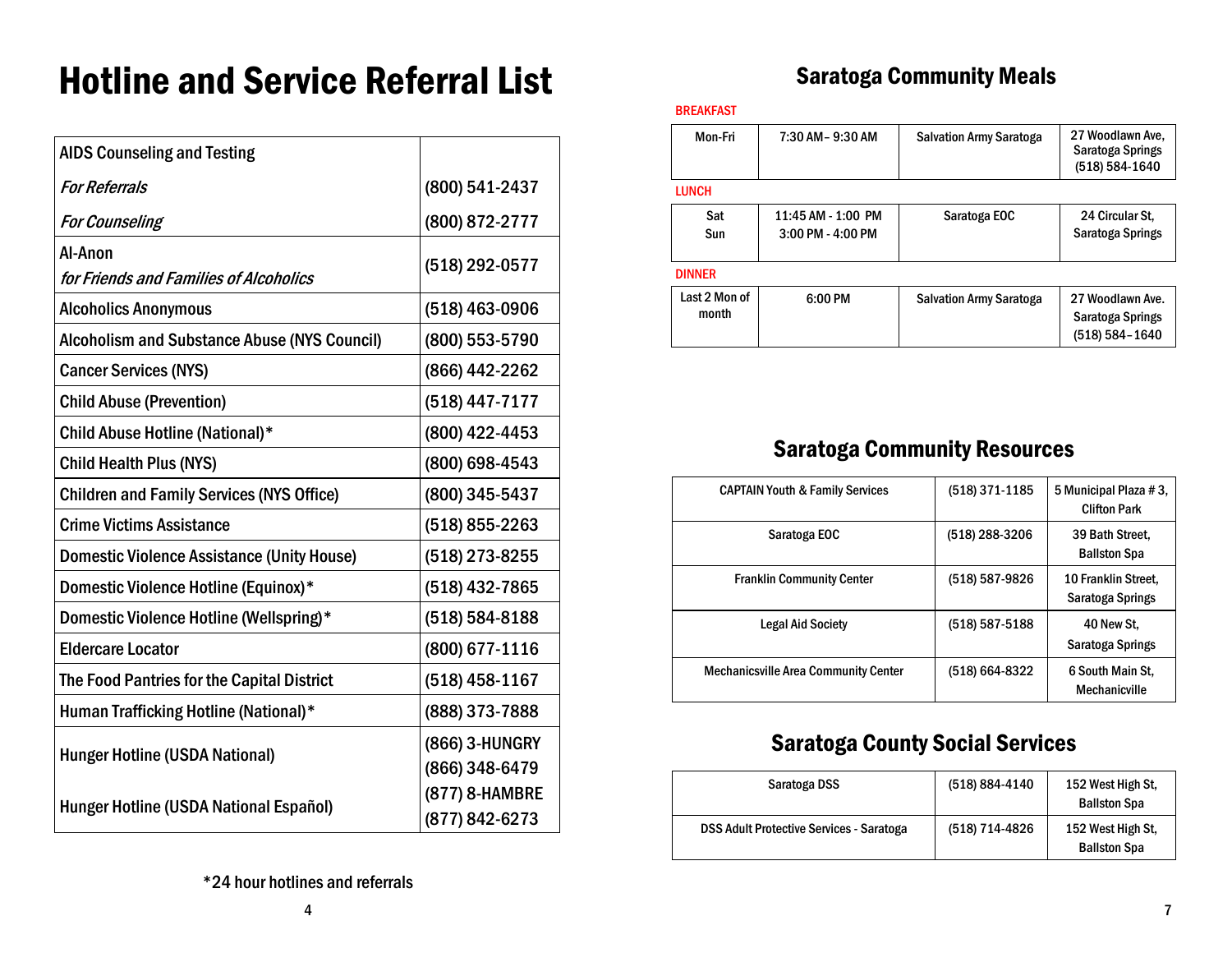# Hotline and Service Referral List

| AIDS Counseling and Testing | |
|---|---|
| *For Referrals* | (800) 541-2437 |
| *For Counseling* | (800) 872-2777 |
| Al-Anon *for Friends and Families of Alcoholics* | (518) 292-0577 |
| Alcoholics Anonymous | (518) 463-0906 |
| Alcoholism and Substance Abuse (NYS Council) | (800) 553-5790 |
| Cancer Services (NYS) | (866) 442-2262 |
| Child Abuse (Prevention) | (518) 447-7177 |
| Child Abuse Hotline (National)* | (800) 422-4453 |
| Child Health Plus (NYS) | (800) 698-4543 |
| Children and Family Services (NYS Office) | (800) 345-5437 |
| Crime Victims Assistance | (518) 855-2263 |
| Domestic Violence Assistance (Unity House) | (518) 273-8255 |
| Domestic Violence Hotline (Equinox)* | (518) 432-7865 |
| Domestic Violence Hotline (Wellspring)* | (518) 584-8188 |
| Eldercare Locator | (800) 677-1116 |
| The Food Pantries for the Capital District | (518) 458-1167 |
| Human Trafficking Hotline (National)* | (888) 373-7888 |
| Hunger Hotline (USDA National) | (866) 3-HUNGRY (866) 348-6479 |
| Hunger Hotline (USDA National Español) | (877) 8-HAMBRE (877) 842-6273 |

*24 hour hotlines and referrals

## Saratoga Community Meals

BREAKFAST

| Mon-Fri | 7:30 AM– 9:30 AM | Salvation Army Saratoga | 27 Woodlawn Ave, Saratoga Springs (518) 584-1640 |
|---|---|---|---|

LUNCH

| Sat Sun | 11:45 AM - 1:00 PM 3:00 PM - 4:00 PM | Saratoga EOC | 24 Circular St, Saratoga Springs |
|---|---|---|---|

DINNER

| Last 2 Mon of month | 6:00 PM | Salvation Army Saratoga | 27 Woodlawn Ave. Saratoga Springs (518) 584–1640 |
|---|---|---|---|

## Saratoga Community Resources

| CAPTAIN Youth & Family Services | (518) 371-1185 | 5 Municipal Plaza # 3, Clifton Park |
|---|---|---|
| Saratoga EOC | (518) 288-3206 | 39 Bath Street, Ballston Spa |
| Franklin Community Center | (518) 587-9826 | 10 Franklin Street, Saratoga Springs |
| Legal Aid Society | (518) 587-5188 | 40 New St, Saratoga Springs |
| Mechanicsville Area Community Center | (518) 664-8322 | 6 South Main St, Mechanicville |

## Saratoga County Social Services

| Saratoga DSS | (518) 884-4140 | 152 West High St, Ballston Spa |
|---|---|---|
| DSS Adult Protective Services - Saratoga | (518) 714-4826 | 152 West High St, Ballston Spa |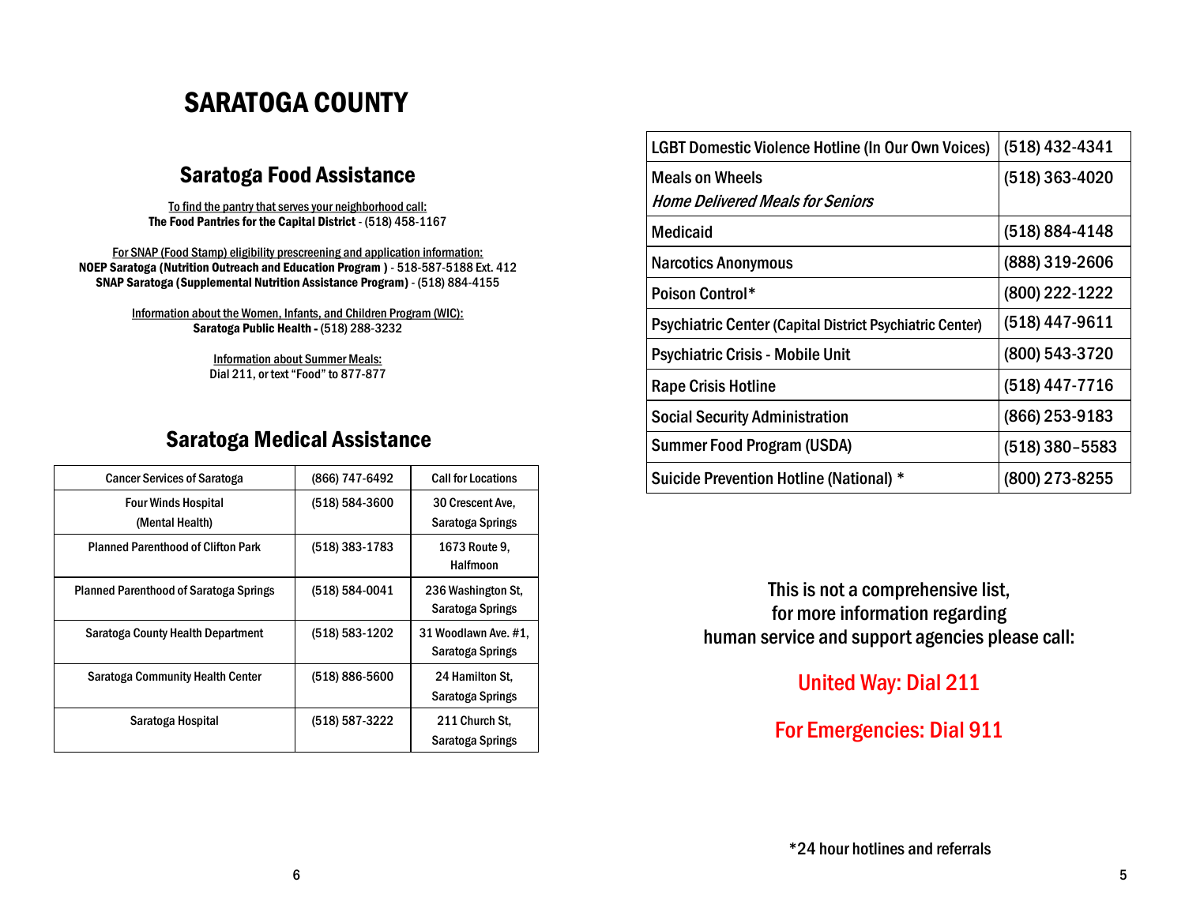# SARATOGA COUNTY

## Saratoga Food Assistance

To find the pantry that serves your neighborhood call:
**The Food Pantries for the Capital District** - (518) 458-1167

For SNAP (Food Stamp) eligibility prescreening and application information:
**NOEP Saratoga (Nutrition Outreach and Education Program )** - 518-587-5188 Ext. 412
**SNAP Saratoga (Supplemental Nutrition Assistance Program)** - (518) 884-4155

Information about the Women, Infants, and Children Program (WIC):
**Saratoga Public Health -** (518) 288-3232

Information about Summer Meals:
Dial 211, or text "Food" to 877-877

## Saratoga Medical Assistance

| | | |
|---|---|---|
| Cancer Services of Saratoga | (866) 747-6492 | Call for Locations |
| Four Winds Hospital (Mental Health) | (518) 584-3600 | 30 Crescent Ave, Saratoga Springs |
| Planned Parenthood of Clifton Park | (518) 383-1783 | 1673 Route 9, Halfmoon |
| Planned Parenthood of Saratoga Springs | (518) 584-0041 | 236 Washington St, Saratoga Springs |
| Saratoga County Health Department | (518) 583-1202 | 31 Woodlawn Ave. #1, Saratoga Springs |
| Saratoga Community Health Center | (518) 886-5600 | 24 Hamilton St, Saratoga Springs |
| Saratoga Hospital | (518) 587-3222 | 211 Church St, Saratoga Springs |

| | |
|---|---|
| LGBT Domestic Violence Hotline (In Our Own Voices) | (518) 432-4341 |
| Meals on Wheels *Home Delivered Meals for Seniors* | (518) 363-4020 |
| Medicaid | (518) 884-4148 |
| Narcotics Anonymous | (888) 319-2606 |
| Poison Control* | (800) 222-1222 |
| Psychiatric Center (Capital District Psychiatric Center) | (518) 447-9611 |
| Psychiatric Crisis - Mobile Unit | (800) 543-3720 |
| Rape Crisis Hotline | (518) 447-7716 |
| Social Security Administration | (866) 253-9183 |
| Summer Food Program (USDA) | (518) 380–5583 |
| Suicide Prevention Hotline (National) * | (800) 273-8255 |

This is not a comprehensive list,
for more information regarding
human service and support agencies please call:

United Way: Dial 211

For Emergencies: Dial 911

*24 hour hotlines and referrals